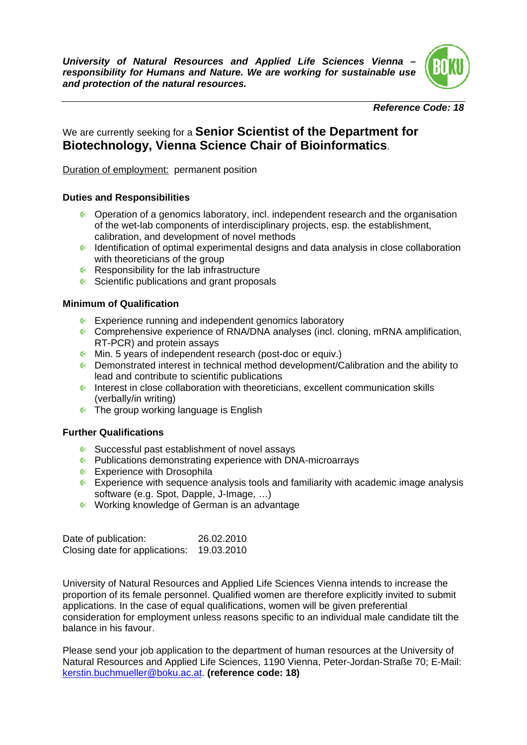***University of Natural Resources and Applied Life Sciences Vienna – responsibility for Humans and Nature. We are working for sustainable use and protection of the natural resources.***

***Reference Code: 18***

We are currently seeking for a **Senior Scientist of the Department for Biotechnology, Vienna Science Chair of Bioinformatics**.

Duration of employment: permanent position

### Duties and Responsibilities

- Operation of a genomics laboratory, incl. independent research and the organisation of the wet-lab components of interdisciplinary projects, esp. the establishment, calibration, and development of novel methods
- Identification of optimal experimental designs and data analysis in close collaboration with theoreticians of the group
- Responsibility for the lab infrastructure
- Scientific publications and grant proposals

### Minimum of Qualification

- Experience running and independent genomics laboratory
- Comprehensive experience of RNA/DNA analyses (incl. cloning, mRNA amplification, RT-PCR) and protein assays
- Min. 5 years of independent research (post-doc or equiv.)
- Demonstrated interest in technical method development/Calibration and the ability to lead and contribute to scientific publications
- Interest in close collaboration with theoreticians, excellent communication skills (verbally/in writing)
- The group working language is English

### Further Qualifications

- Successful past establishment of novel assays
- Publications demonstrating experience with DNA-microarrays
- Experience with Drosophila
- Experience with sequence analysis tools and familiarity with academic image analysis software (e.g. Spot, Dapple, J-Image, …)
- Working knowledge of German is an advantage

Date of publication: 26.02.2010
Closing date for applications: 19.03.2010

University of Natural Resources and Applied Life Sciences Vienna intends to increase the proportion of its female personnel. Qualified women are therefore explicitly invited to submit applications. In the case of equal qualifications, women will be given preferential consideration for employment unless reasons specific to an individual male candidate tilt the balance in his favour.

Please send your job application to the department of human resources at the University of Natural Resources and Applied Life Sciences, 1190 Vienna, Peter-Jordan-Straße 70; E-Mail: kerstin.buchmueller@boku.ac.at. **(reference code: 18)**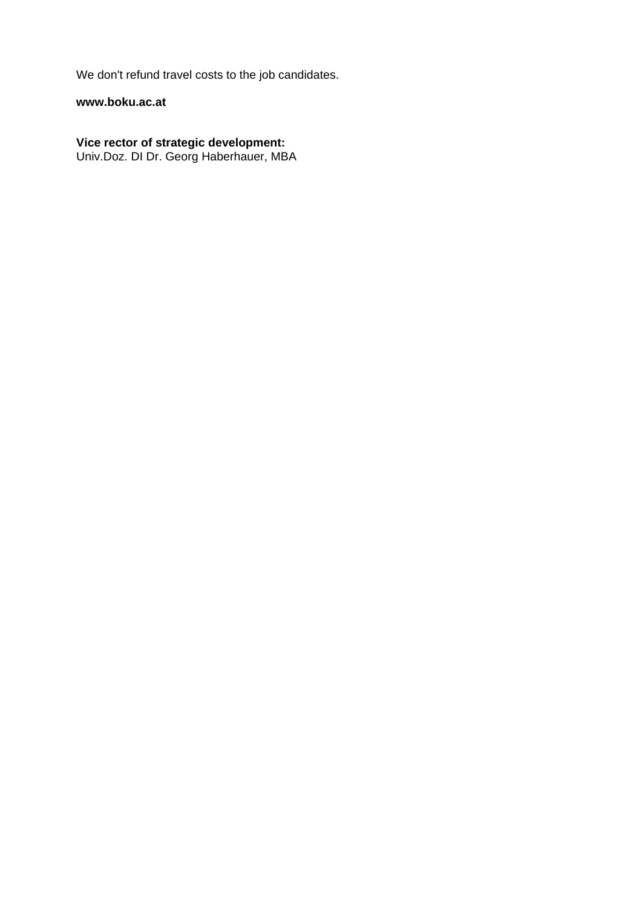We don't refund travel costs to the job candidates.

**www.boku.ac.at**

**Vice rector of strategic development:**
Univ.Doz. DI Dr. Georg Haberhauer, MBA